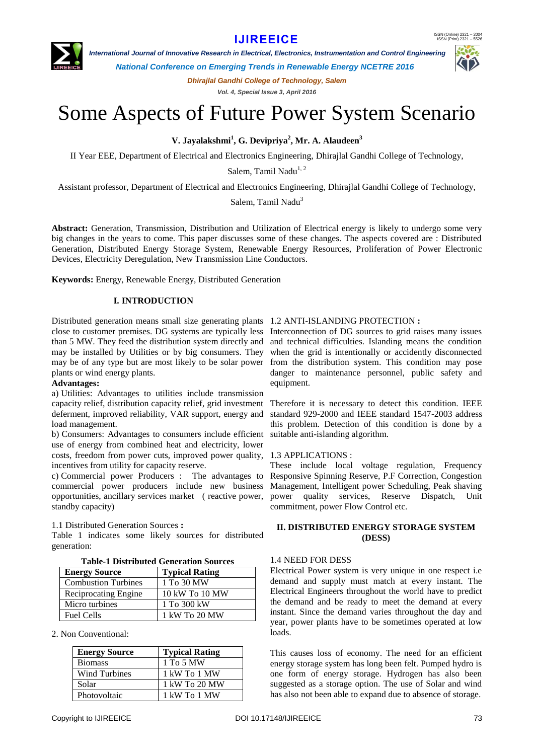# Some Aspects of Future Power System Scenario

**V. Jayalakshmi[1], G. Devipriya[2], Mr. A. Alaudeen[3]**

II Year EEE, Department of Electrical and Electronics Engineering, Dhirajlal Gandhi College of Technology, Salem, Tamil Nadu[1, 2]

Assistant professor, Department of Electrical and Electronics Engineering, Dhirajlal Gandhi College of Technology, Salem, Tamil Nadu[3]

**Abstract:** Generation, Transmission, Distribution and Utilization of Electrical energy is likely to undergo some very big changes in the years to come. This paper discusses some of these changes. The aspects covered are : Distributed Generation, Distributed Energy Storage System, Renewable Energy Resources, Proliferation of Power Electronic Devices, Electricity Deregulation, New Transmission Line Conductors.

**Keywords:** Energy, Renewable Energy, Distributed Generation

## I. INTRODUCTION

Distributed generation means small size generating plants close to customer premises. DG systems are typically less than 5 MW. They feed the distribution system directly and may be installed by Utilities or by big consumers. They may be of any type but are most likely to be solar power plants or wind energy plants.

**Advantages:**

a) Utilities: Advantages to utilities include transmission capacity relief, distribution capacity relief, grid investment deferment, improved reliability, VAR support, energy and load management.

b) Consumers: Advantages to consumers include efficient use of energy from combined heat and electricity, lower costs, freedom from power cuts, improved power quality, incentives from utility for capacity reserve.

c) Commercial power Producers : The advantages to commercial power producers include new business opportunities, ancillary services market ( reactive power, standby capacity)

### 1.1 Distributed Generation Sources **:**

Table 1 indicates some likely sources for distributed generation:

**Table-1 Distributed Generation Sources**

| **Energy Source** | **Typical Rating** |
|---|---|
| Combustion Turbines | 1 To 30 MW |
| Reciprocating Engine | 10 kW To 10 MW |
| Micro turbines | 1 To 300 kW |
| Fuel Cells | 1 kW To 20 MW |

2. Non Conventional:

| **Energy Source** | **Typical Rating** |
|---|---|
| Biomass | 1 To 5 MW |
| Wind Turbines | 1 kW To 1 MW |
| Solar | 1 kW To 20 MW |
| Photovoltaic | 1 kW To 1 MW |

### 1.2 ANTI-ISLANDING PROTECTION **:**

Interconnection of DG sources to grid raises many issues and technical difficulties. Islanding means the condition when the grid is intentionally or accidently disconnected from the distribution system. This condition may pose danger to maintenance personnel, public safety and equipment.

Therefore it is necessary to detect this condition. IEEE standard 929-2000 and IEEE standard 1547-2003 address this problem. Detection of this condition is done by a suitable anti-islanding algorithm.

### 1.3 APPLICATIONS :

These include local voltage regulation, Frequency Responsive Spinning Reserve, P.F Correction, Congestion Management, Intelligent power Scheduling, Peak shaving power quality services, Reserve Dispatch, Unit commitment, power Flow Control etc.

## II. DISTRIBUTED ENERGY STORAGE SYSTEM (DESS)

### 1.4 NEED FOR DESS

Electrical Power system is very unique in one respect i.e demand and supply must match at every instant. The Electrical Engineers throughout the world have to predict the demand and be ready to meet the demand at every instant. Since the demand varies throughout the day and year, power plants have to be sometimes operated at low loads.

This causes loss of economy. The need for an efficient energy storage system has long been felt. Pumped hydro is one form of energy storage. Hydrogen has also been suggested as a storage option. The use of Solar and wind has also not been able to expand due to absence of storage.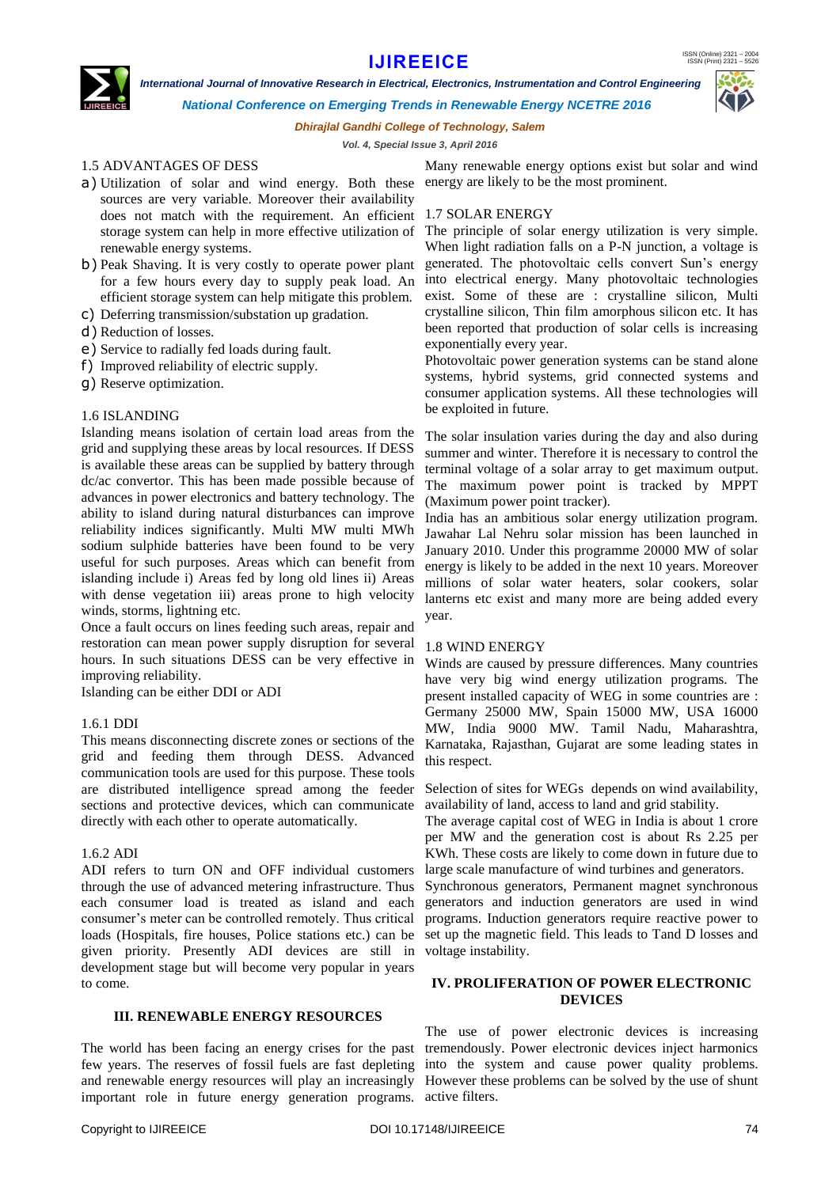### 1.5 ADVANTAGES OF DESS

a) Utilization of solar and wind energy. Both these sources are very variable. Moreover their availability does not match with the requirement. An efficient storage system can help in more effective utilization of renewable energy systems.
b) Peak Shaving. It is very costly to operate power plant for a few hours every day to supply peak load. An efficient storage system can help mitigate this problem.
c) Deferring transmission/substation up gradation.
d) Reduction of losses.
e) Service to radially fed loads during fault.
f) Improved reliability of electric supply.
g) Reserve optimization.

### 1.6 ISLANDING

Islanding means isolation of certain load areas from the grid and supplying these areas by local resources. If DESS is available these areas can be supplied by battery through dc/ac convertor. This has been made possible because of advances in power electronics and battery technology. The ability to island during natural disturbances can improve reliability indices significantly. Multi MW multi MWh sodium sulphide batteries have been found to be very useful for such purposes. Areas which can benefit from islanding include i) Areas fed by long old lines ii) Areas with dense vegetation iii) areas prone to high velocity winds, storms, lightning etc.

Once a fault occurs on lines feeding such areas, repair and restoration can mean power supply disruption for several hours. In such situations DESS can be very effective in improving reliability.

Islanding can be either DDI or ADI

#### 1.6.1 DDI

This means disconnecting discrete zones or sections of the grid and feeding them through DESS. Advanced communication tools are used for this purpose. These tools are distributed intelligence spread among the feeder sections and protective devices, which can communicate directly with each other to operate automatically.

#### 1.6.2 ADI

ADI refers to turn ON and OFF individual customers through the use of advanced metering infrastructure. Thus each consumer load is treated as island and each consumer's meter can be controlled remotely. Thus critical loads (Hospitals, fire houses, Police stations etc.) can be given priority. Presently ADI devices are still in development stage but will become very popular in years to come.

## III. RENEWABLE ENERGY RESOURCES

The world has been facing an energy crises for the past few years. The reserves of fossil fuels are fast depleting and renewable energy resources will play an increasingly important role in future energy generation programs. Many renewable energy options exist but solar and wind energy are likely to be the most prominent.

### 1.7 SOLAR ENERGY

The principle of solar energy utilization is very simple. When light radiation falls on a P-N junction, a voltage is generated. The photovoltaic cells convert Sun's energy into electrical energy. Many photovoltaic technologies exist. Some of these are : crystalline silicon, Multi crystalline silicon, Thin film amorphous silicon etc. It has been reported that production of solar cells is increasing exponentially every year.

Photovoltaic power generation systems can be stand alone systems, hybrid systems, grid connected systems and consumer application systems. All these technologies will be exploited in future.

The solar insulation varies during the day and also during summer and winter. Therefore it is necessary to control the terminal voltage of a solar array to get maximum output. The maximum power point is tracked by MPPT (Maximum power point tracker).

India has an ambitious solar energy utilization program. Jawahar Lal Nehru solar mission has been launched in January 2010. Under this programme 20000 MW of solar energy is likely to be added in the next 10 years. Moreover millions of solar water heaters, solar cookers, solar lanterns etc exist and many more are being added every year.

### 1.8 WIND ENERGY

Winds are caused by pressure differences. Many countries have very big wind energy utilization programs. The present installed capacity of WEG in some countries are : Germany 25000 MW, Spain 15000 MW, USA 16000 MW, India 9000 MW. Tamil Nadu, Maharashtra, Karnataka, Rajasthan, Gujarat are some leading states in this respect.

Selection of sites for WEGs depends on wind availability, availability of land, access to land and grid stability.

The average capital cost of WEG in India is about 1 crore per MW and the generation cost is about Rs 2.25 per KWh. These costs are likely to come down in future due to large scale manufacture of wind turbines and generators.

Synchronous generators, Permanent magnet synchronous generators and induction generators are used in wind programs. Induction generators require reactive power to set up the magnetic field. This leads to Tand D losses and voltage instability.

## IV. PROLIFERATION OF POWER ELECTRONIC DEVICES

The use of power electronic devices is increasing tremendously. Power electronic devices inject harmonics into the system and cause power quality problems. However these problems can be solved by the use of shunt active filters.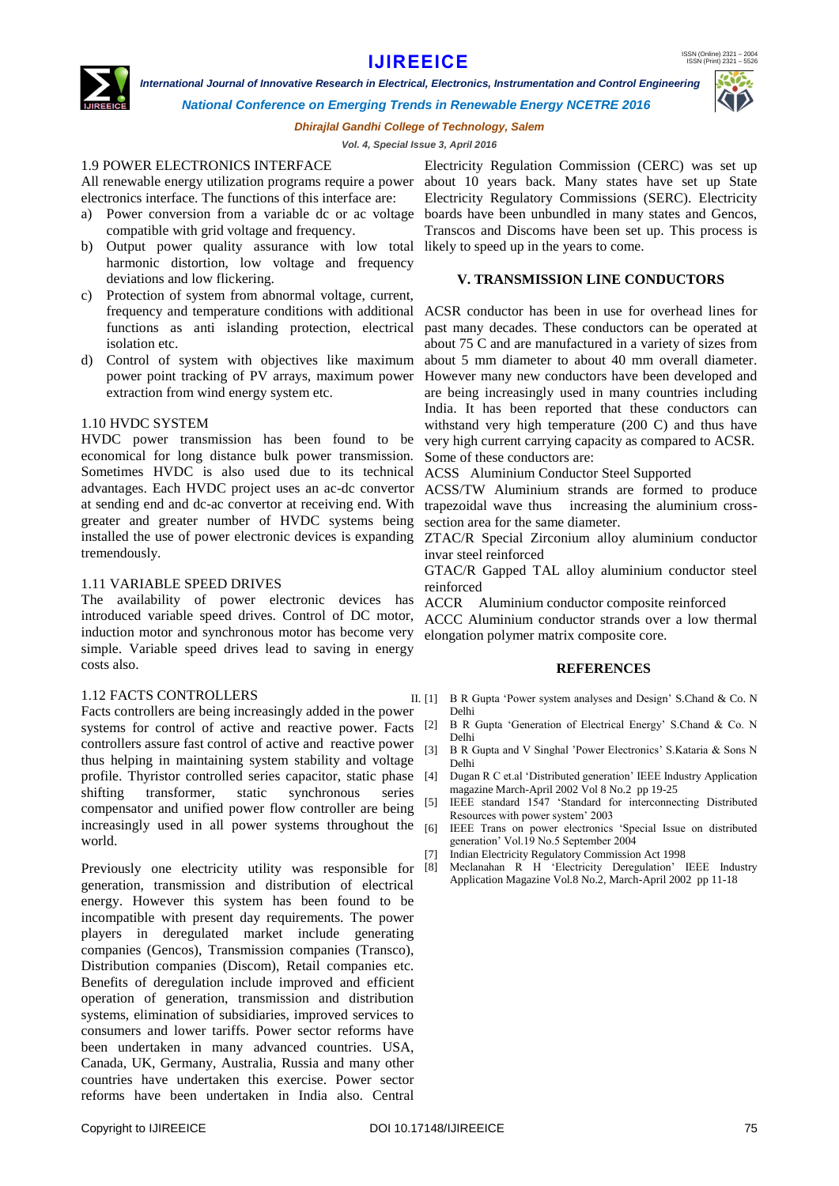### 1.9 POWER ELECTRONICS INTERFACE

All renewable energy utilization programs require a power electronics interface. The functions of this interface are:

a) Power conversion from a variable dc or ac voltage compatible with grid voltage and frequency.
b) Output power quality assurance with low total harmonic distortion, low voltage and frequency deviations and low flickering.
c) Protection of system from abnormal voltage, current, frequency and temperature conditions with additional functions as anti islanding protection, electrical isolation etc.
d) Control of system with objectives like maximum power point tracking of PV arrays, maximum power extraction from wind energy system etc.

### 1.10 HVDC SYSTEM

HVDC power transmission has been found to be economical for long distance bulk power transmission. Sometimes HVDC is also used due to its technical advantages. Each HVDC project uses an ac-dc convertor at sending end and dc-ac convertor at receiving end. With greater and greater number of HVDC systems being installed the use of power electronic devices is expanding tremendously.

### 1.11 VARIABLE SPEED DRIVES

The availability of power electronic devices has introduced variable speed drives. Control of DC motor, induction motor and synchronous motor has become very simple. Variable speed drives lead to saving in energy costs also.

### 1.12 FACTS CONTROLLERS

Facts controllers are being increasingly added in the power systems for control of active and reactive power. Facts controllers assure fast control of active and reactive power thus helping in maintaining system stability and voltage profile. Thyristor controlled series capacitor, static phase shifting transformer, static synchronous series compensator and unified power flow controller are being increasingly used in all power systems throughout the world.

Previously one electricity utility was responsible for generation, transmission and distribution of electrical energy. However this system has been found to be incompatible with present day requirements. The power players in deregulated market include generating companies (Gencos), Transmission companies (Transco), Distribution companies (Discom), Retail companies etc. Benefits of deregulation include improved and efficient operation of generation, transmission and distribution systems, elimination of subsidiaries, improved services to consumers and lower tariffs. Power sector reforms have been undertaken in many advanced countries. USA, Canada, UK, Germany, Australia, Russia and many other countries have undertaken this exercise. Power sector reforms have been undertaken in India also. Central Electricity Regulation Commission (CERC) was set up about 10 years back. Many states have set up State Electricity Regulatory Commissions (SERC). Electricity boards have been unbundled in many states and Gencos, Transcos and Discoms have been set up. This process is likely to speed up in the years to come.

## V. TRANSMISSION LINE CONDUCTORS

ACSR conductor has been in use for overhead lines for past many decades. These conductors can be operated at about 75 C and are manufactured in a variety of sizes from about 5 mm diameter to about 40 mm overall diameter. However many new conductors have been developed and are being increasingly used in many countries including India. It has been reported that these conductors can withstand very high temperature (200 C) and thus have very high current carrying capacity as compared to ACSR. Some of these conductors are:

ACSS Aluminium Conductor Steel Supported

ACSS/TW Aluminium strands are formed to produce trapezoidal wave thus increasing the aluminium cross-section area for the same diameter.

ZTAC/R Special Zirconium alloy aluminium conductor invar steel reinforced

GTAC/R Gapped TAL alloy aluminium conductor steel reinforced

ACCR Aluminium conductor composite reinforced

ACCC Aluminium conductor strands over a low thermal elongation polymer matrix composite core.

## REFERENCES

[1] B R Gupta 'Power system analyses and Design' S.Chand & Co. N Delhi
[2] B R Gupta 'Generation of Electrical Energy' S.Chand & Co. N Delhi
[3] B R Gupta and V Singhal 'Power Electronics' S.Kataria & Sons N Delhi
[4] Dugan R C et.al 'Distributed generation' IEEE Industry Application magazine March-April 2002 Vol 8 No.2 pp 19-25
[5] IEEE standard 1547 'Standard for interconnecting Distributed Resources with power system' 2003
[6] IEEE Trans on power electronics 'Special Issue on distributed generation' Vol.19 No.5 September 2004
[7] Indian Electricity Regulatory Commission Act 1998
[8] Meclanahan R H 'Electricity Deregulation' IEEE Industry Application Magazine Vol.8 No.2, March-April 2002 pp 11-18